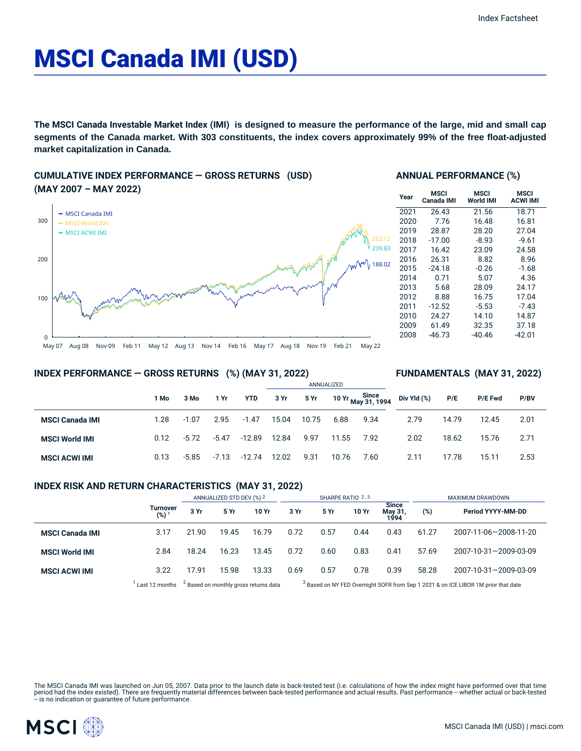# MSCI Canada IMI (USD)

**The MSCI Canada Investable Market Index (IMI) is designed to measure the performance of the large, mid and small cap segments of the Canada market. With 303 constituents, the index covers approximately 99% of the free float-adjusted market capitalization in Canada.**

## CUMULATIVE INDEX PERFORMANCE — GROSS RETURNS (USD) (MAY 2007 – MAY 2022)

- MSCI Canada IMI: 188.02
- MSCI World IMI: 253.12
- MSCI ACWI IMI: 239.83

## ANNUAL PERFORMANCE (%)

| Year | MSCI Canada IMI | MSCI World IMI | MSCI ACWI IMI |
|---|---|---|---|
| 2021 | 26.43 | 21.56 | 18.71 |
| 2020 | 7.76 | 16.48 | 16.81 |
| 2019 | 28.87 | 28.20 | 27.04 |
| 2018 | -17.00 | -8.93 | -9.61 |
| 2017 | 16.42 | 23.09 | 24.58 |
| 2016 | 26.31 | 8.82 | 8.96 |
| 2015 | -24.18 | -0.26 | -1.68 |
| 2014 | 0.71 | 5.07 | 4.36 |
| 2013 | 5.68 | 28.09 | 24.17 |
| 2012 | 8.88 | 16.75 | 17.04 |
| 2011 | -12.52 | -5.53 | -7.43 |
| 2010 | 24.27 | 14.10 | 14.87 |
| 2009 | 61.49 | 32.35 | 37.18 |
| 2008 | -46.73 | -40.46 | -42.01 |

## INDEX PERFORMANCE — GROSS RETURNS (%) (MAY 31, 2022) / FUNDAMENTALS (MAY 31, 2022)

| | | | | | ANNUALIZED | | | | | | | |
|---|---|---|---|---|---|---|---|---|---|---|---|---|
| | 1 Mo | 3 Mo | 1 Yr | YTD | 3 Yr | 5 Yr | 10 Yr | Since May 31, 1994 | Div Yld (%) | P/E | P/E Fwd | P/BV |
| **MSCI Canada IMI** | 1.28 | -1.07 | 2.95 | -1.47 | 15.04 | 10.75 | 6.88 | 9.34 | 2.79 | 14.79 | 12.45 | 2.01 |
| **MSCI World IMI** | 0.12 | -5.72 | -5.47 | -12.89 | 12.84 | 9.97 | 11.55 | 7.92 | 2.02 | 18.62 | 15.76 | 2.71 |
| **MSCI ACWI IMI** | 0.13 | -5.85 | -7.13 | -12.74 | 12.02 | 9.31 | 10.76 | 7.60 | 2.11 | 17.78 | 15.11 | 2.53 |

## INDEX RISK AND RETURN CHARACTERISTICS (MAY 31, 2022)

| | | ANNUALIZED STD DEV (%) [2] | | | SHARPE RATIO [2,3] | | | | MAXIMUM DRAWDOWN | |
|---|---|---|---|---|---|---|---|---|---|---|
| | Turnover (%) [1] | 3 Yr | 5 Yr | 10 Yr | 3 Yr | 5 Yr | 10 Yr | Since May 31, 1994 | (%) | Period YYYY-MM-DD |
| **MSCI Canada IMI** | 3.17 | 21.90 | 19.45 | 16.79 | 0.72 | 0.57 | 0.44 | 0.43 | 61.27 | 2007-11-06—2008-11-20 |
| **MSCI World IMI** | 2.84 | 18.24 | 16.23 | 13.45 | 0.72 | 0.60 | 0.83 | 0.41 | 57.69 | 2007-10-31—2009-03-09 |
| **MSCI ACWI IMI** | 3.22 | 17.91 | 15.98 | 13.33 | 0.69 | 0.57 | 0.78 | 0.39 | 58.28 | 2007-10-31—2009-03-09 |

[1] Last 12 months [2] Based on monthly gross returns data [3] Based on NY FED Overnight SOFR from Sep 1 2021 & on ICE LIBOR 1M prior that date

The MSCI Canada IMI was launched on Jun 05, 2007. Data prior to the launch date is back-tested test (i.e. calculations of how the index might have performed over that time period had the index existed). There are frequently material differences between back-tested performance and actual results. Past performance -- whether actual or back-tested -- is no indication or guarantee of future performance.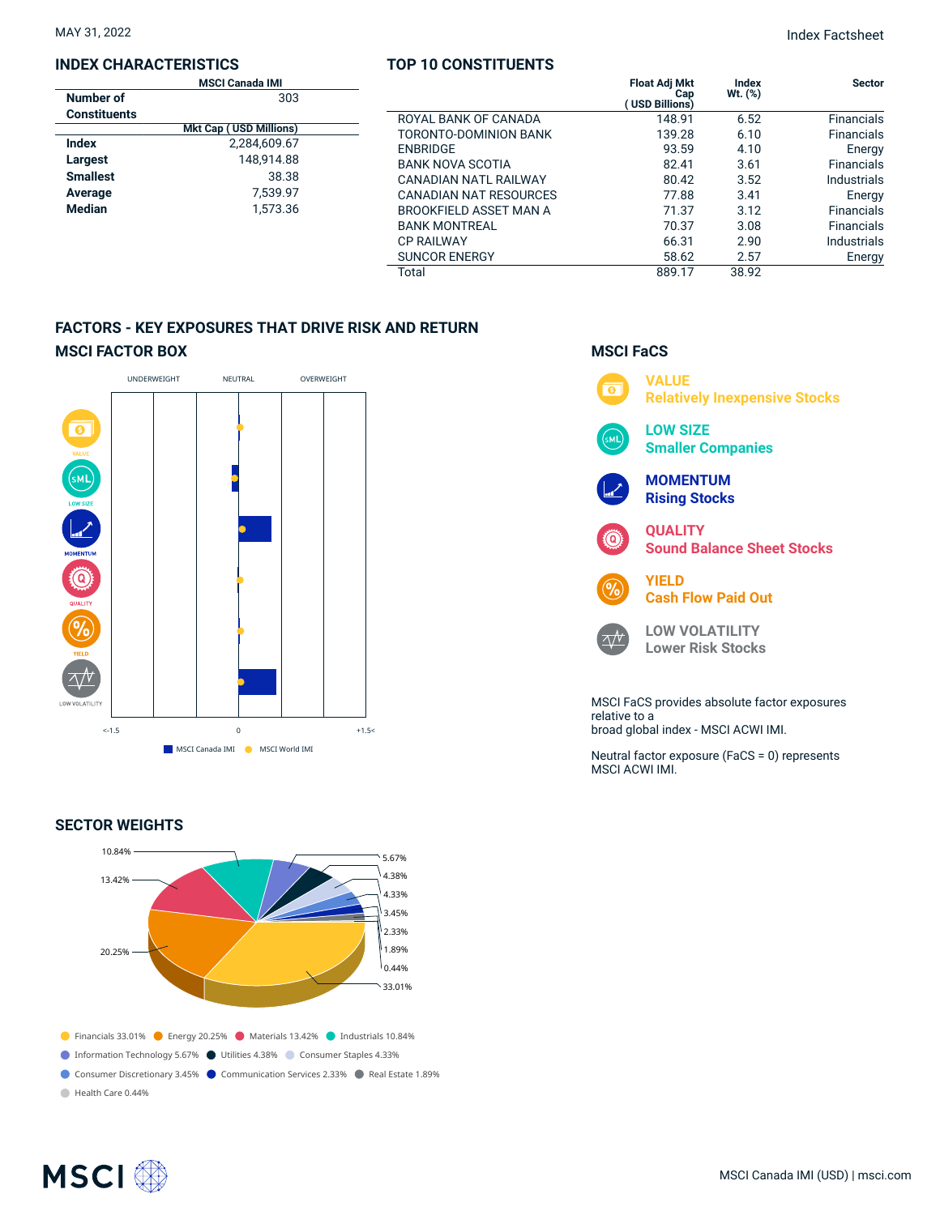MAY 31, 2022

Index Factsheet

## INDEX CHARACTERISTICS

| | MSCI Canada IMI |
|---|---|
| Number of Constituents | 303 |
| | **Mkt Cap ( USD Millions)** |
| Index | 2,284,609.67 |
| Largest | 148,914.88 |
| Smallest | 38.38 |
| Average | 7,539.97 |
| Median | 1,573.36 |

## TOP 10 CONSTITUENTS

| | Float Adj Mkt Cap ( USD Billions) | Index Wt. (%) | Sector |
|---|---|---|---|
| ROYAL BANK OF CANADA | 148.91 | 6.52 | Financials |
| TORONTO-DOMINION BANK | 139.28 | 6.10 | Financials |
| ENBRIDGE | 93.59 | 4.10 | Energy |
| BANK NOVA SCOTIA | 82.41 | 3.61 | Financials |
| CANADIAN NATL RAILWAY | 80.42 | 3.52 | Industrials |
| CANADIAN NAT RESOURCES | 77.88 | 3.41 | Energy |
| BROOKFIELD ASSET MAN A | 71.37 | 3.12 | Financials |
| BANK MONTREAL | 70.37 | 3.08 | Financials |
| CP RAILWAY | 66.31 | 2.90 | Industrials |
| SUNCOR ENERGY | 58.62 | 2.57 | Energy |
| Total | 889.17 | 38.92 | |

## FACTORS - KEY EXPOSURES THAT DRIVE RISK AND RETURN

### MSCI FACTOR BOX

UNDERWEIGHT | NEUTRAL | OVERWEIGHT

VALUE, LOW SIZE, MOMENTUM, QUALITY, YIELD, LOW VOLATILITY

<-1.5 | 0 | +1.5<

MSCI Canada IMI | MSCI World IMI

### MSCI FaCS

**VALUE**
Relatively Inexpensive Stocks

**LOW SIZE**
Smaller Companies

**MOMENTUM**
Rising Stocks

**QUALITY**
Sound Balance Sheet Stocks

**YIELD**
Cash Flow Paid Out

**LOW VOLATILITY**
Lower Risk Stocks

MSCI FaCS provides absolute factor exposures relative to a broad global index - MSCI ACWI IMI.

Neutral factor exposure (FaCS = 0) represents MSCI ACWI IMI.

## SECTOR WEIGHTS

- Financials 33.01%
- Energy 20.25%
- Materials 13.42%
- Industrials 10.84%
- Information Technology 5.67%
- Utilities 4.38%
- Consumer Staples 4.33%
- Consumer Discretionary 3.45%
- Communication Services 2.33%
- Real Estate 1.89%
- Health Care 0.44%

MSCI Canada IMI (USD) | msci.com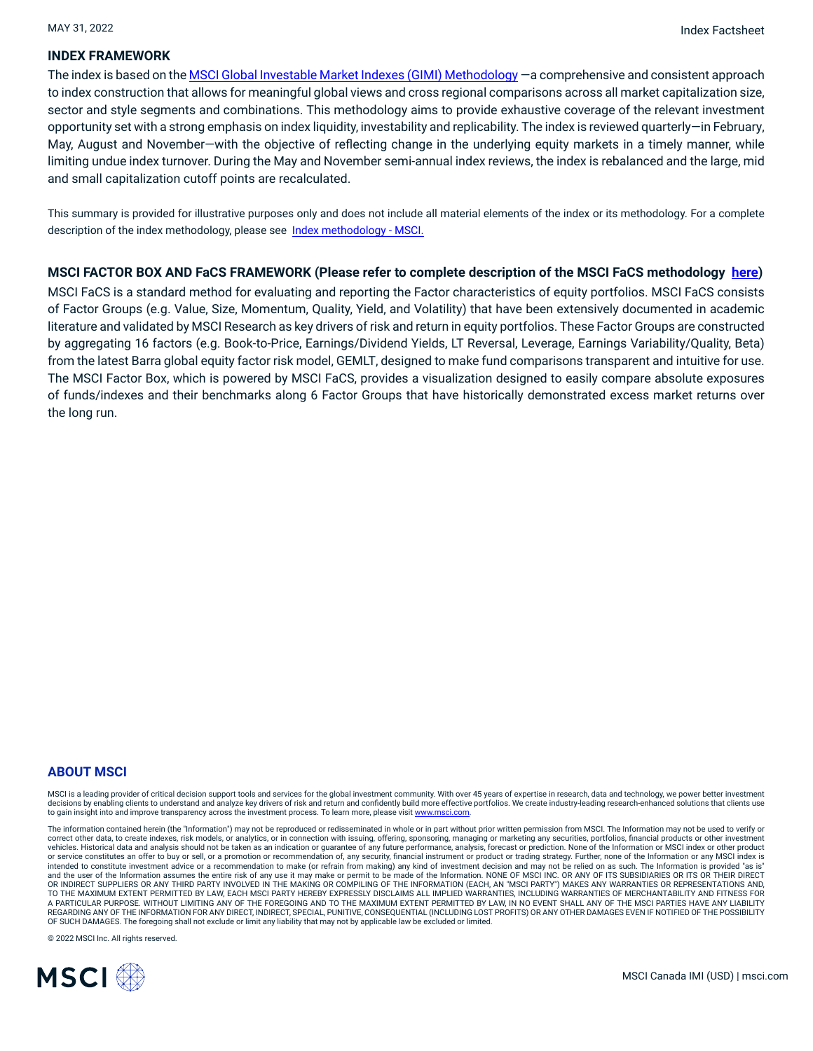## INDEX FRAMEWORK

The index is based on the MSCI Global Investable Market Indexes (GIMI) Methodology —a comprehensive and consistent approach to index construction that allows for meaningful global views and cross regional comparisons across all market capitalization size, sector and style segments and combinations. This methodology aims to provide exhaustive coverage of the relevant investment opportunity set with a strong emphasis on index liquidity, investability and replicability. The index is reviewed quarterly—in February, May, August and November—with the objective of reflecting change in the underlying equity markets in a timely manner, while limiting undue index turnover. During the May and November semi-annual index reviews, the index is rebalanced and the large, mid and small capitalization cutoff points are recalculated.

This summary is provided for illustrative purposes only and does not include all material elements of the index or its methodology. For a complete description of the index methodology, please see Index methodology - MSCI.

## MSCI FACTOR BOX AND FaCS FRAMEWORK (Please refer to complete description of the MSCI FaCS methodology here)

MSCI FaCS is a standard method for evaluating and reporting the Factor characteristics of equity portfolios. MSCI FaCS consists of Factor Groups (e.g. Value, Size, Momentum, Quality, Yield, and Volatility) that have been extensively documented in academic literature and validated by MSCI Research as key drivers of risk and return in equity portfolios. These Factor Groups are constructed by aggregating 16 factors (e.g. Book-to-Price, Earnings/Dividend Yields, LT Reversal, Leverage, Earnings Variability/Quality, Beta) from the latest Barra global equity factor risk model, GEMLT, designed to make fund comparisons transparent and intuitive for use. The MSCI Factor Box, which is powered by MSCI FaCS, provides a visualization designed to easily compare absolute exposures of funds/indexes and their benchmarks along 6 Factor Groups that have historically demonstrated excess market returns over the long run.

## ABOUT MSCI

MSCI is a leading provider of critical decision support tools and services for the global investment community. With over 45 years of expertise in research, data and technology, we power better investment decisions by enabling clients to understand and analyze key drivers of risk and return and confidently build more effective portfolios. We create industry-leading research-enhanced solutions that clients use to gain insight into and improve transparency across the investment process. To learn more, please visit www.msci.com.

The information contained herein (the "Information") may not be reproduced or redisseminated in whole or in part without prior written permission from MSCI. The Information may not be used to verify or correct other data, to create indexes, risk models, or analytics, or in connection with issuing, offering, sponsoring, managing or marketing any securities, portfolios, financial products or other investment vehicles. Historical data and analysis should not be taken as an indication or guarantee of any future performance, analysis, forecast or prediction. None of the Information or MSCI index or other product or service constitutes an offer to buy or sell, or a promotion or recommendation of, any security, financial instrument or product or trading strategy. Further, none of the Information or any MSCI index is intended to constitute investment advice or a recommendation to make (or refrain from making) any kind of investment decision and may not be relied on as such. The Information is provided "as is" and the user of the Information assumes the entire risk of any use it may make or permit to be made of the Information. NONE OF MSCI INC. OR ANY OF ITS SUBSIDIARIES OR ITS OR THEIR DIRECT OR INDIRECT SUPPLIERS OR ANY THIRD PARTY INVOLVED IN THE MAKING OR COMPILING OF THE INFORMATION (EACH, AN "MSCI PARTY") MAKES ANY WARRANTIES OR REPRESENTATIONS AND, TO THE MAXIMUM EXTENT PERMITTED BY LAW, EACH MSCI PARTY HEREBY EXPRESSLY DISCLAIMS ALL IMPLIED WARRANTIES, INCLUDING WARRANTIES OF MERCHANTABILITY AND FITNESS FOR A PARTICULAR PURPOSE. WITHOUT LIMITING ANY OF THE FOREGOING AND TO THE MAXIMUM EXTENT PERMITTED BY LAW, IN NO EVENT SHALL ANY OF THE MSCI PARTIES HAVE ANY LIABILITY REGARDING ANY OF THE INFORMATION FOR ANY DIRECT, INDIRECT, SPECIAL, PUNITIVE, CONSEQUENTIAL (INCLUDING LOST PROFITS) OR ANY OTHER DAMAGES EVEN IF NOTIFIED OF THE POSSIBILITY OF SUCH DAMAGES. The foregoing shall not exclude or limit any liability that may not by applicable law be excluded or limited.

© 2022 MSCI Inc. All rights reserved.